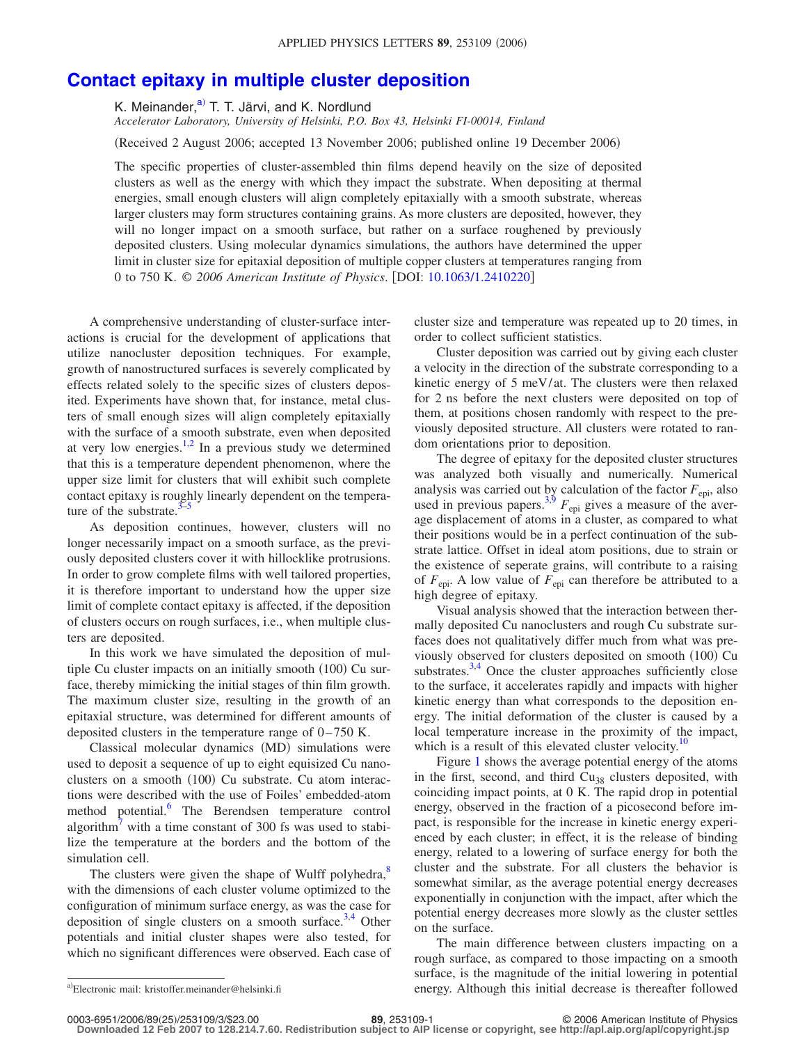# Contact epitaxy in multiple cluster deposition

K. Meinander,[a] T. T. Järvi, and K. Nordlund

*Accelerator Laboratory, University of Helsinki, P.O. Box 43, Helsinki FI-00014, Finland*

(Received 2 August 2006; accepted 13 November 2006; published online 19 December 2006)

The specific properties of cluster-assembled thin films depend heavily on the size of deposited clusters as well as the energy with which they impact the substrate. When depositing at thermal energies, small enough clusters will align completely epitaxially with a smooth substrate, whereas larger clusters may form structures containing grains. As more clusters are deposited, however, they will no longer impact on a smooth surface, but rather on a surface roughened by previously deposited clusters. Using molecular dynamics simulations, the authors have determined the upper limit in cluster size for epitaxial deposition of multiple copper clusters at temperatures ranging from 0 to 750 K. © *2006 American Institute of Physics*. [DOI: 10.1063/1.2410220]

A comprehensive understanding of cluster-surface interactions is crucial for the development of applications that utilize nanocluster deposition techniques. For example, growth of nanostructured surfaces is severely complicated by effects related solely to the specific sizes of clusters deposited. Experiments have shown that, for instance, metal clusters of small enough sizes will align completely epitaxially with the surface of a smooth substrate, even when deposited at very low energies.[1,2] In a previous study we determined that this is a temperature dependent phenomenon, where the upper size limit for clusters that will exhibit such complete contact epitaxy is roughly linearly dependent on the temperature of the substrate.[3–5]

As deposition continues, however, clusters will no longer necessarily impact on a smooth surface, as the previously deposited clusters cover it with hillocklike protrusions. In order to grow complete films with well tailored properties, it is therefore important to understand how the upper size limit of complete contact epitaxy is affected, if the deposition of clusters occurs on rough surfaces, i.e., when multiple clusters are deposited.

In this work we have simulated the deposition of multiple Cu cluster impacts on an initially smooth (100) Cu surface, thereby mimicking the initial stages of thin film growth. The maximum cluster size, resulting in the growth of an epitaxial structure, was determined for different amounts of deposited clusters in the temperature range of 0–750 K.

Classical molecular dynamics (MD) simulations were used to deposit a sequence of up to eight equisized Cu nanoclusters on a smooth (100) Cu substrate. Cu atom interactions were described with the use of Foiles' embedded-atom method potential.[6] The Berendsen temperature control algorithm[7] with a time constant of 300 fs was used to stabilize the temperature at the borders and the bottom of the simulation cell.

The clusters were given the shape of Wulff polyhedra,[8] with the dimensions of each cluster volume optimized to the configuration of minimum surface energy, as was the case for deposition of single clusters on a smooth surface.[3,4] Other potentials and initial cluster shapes were also tested, for which no significant differences were observed. Each case of cluster size and temperature was repeated up to 20 times, in order to collect sufficient statistics.

Cluster deposition was carried out by giving each cluster a velocity in the direction of the substrate corresponding to a kinetic energy of 5 meV/at. The clusters were then relaxed for 2 ns before the next clusters were deposited on top of them, at positions chosen randomly with respect to the previously deposited structure. All clusters were rotated to random orientations prior to deposition.

The degree of epitaxy for the deposited cluster structures was analyzed both visually and numerically. Numerical analysis was carried out by calculation of the factor $F_{\mathrm{epi}}$, also used in previous papers.[3,9] $F_{\mathrm{epi}}$ gives a measure of the average displacement of atoms in a cluster, as compared to what their positions would be in a perfect continuation of the substrate lattice. Offset in ideal atom positions, due to strain or the existence of seperate grains, will contribute to a raising of $F_{\mathrm{epi}}$. A low value of $F_{\mathrm{epi}}$ can therefore be attributed to a high degree of epitaxy.

Visual analysis showed that the interaction between thermally deposited Cu nanoclusters and rough Cu substrate surfaces does not qualitatively differ much from what was previously observed for clusters deposited on smooth (100) Cu substrates.[3,4] Once the cluster approaches sufficiently close to the surface, it accelerates rapidly and impacts with higher kinetic energy than what corresponds to the deposition energy. The initial deformation of the cluster is caused by a local temperature increase in the proximity of the impact, which is a result of this elevated cluster velocity.[10]

Figure 1 shows the average potential energy of the atoms in the first, second, and third $Cu_{38}$ clusters deposited, with coinciding impact points, at 0 K. The rapid drop in potential energy, observed in the fraction of a picosecond before impact, is responsible for the increase in kinetic energy experienced by each cluster; in effect, it is the release of binding energy, related to a lowering of surface energy for both the cluster and the substrate. For all clusters the behavior is somewhat similar, as the average potential energy decreases exponentially in conjunction with the impact, after which the potential energy decreases more slowly as the cluster settles on the surface.

The main difference between clusters impacting on a rough surface, as compared to those impacting on a smooth surface, is the magnitude of the initial lowering in potential energy. Although this initial decrease is thereafter followed

[a]Electronic mail: kristoffer.meinander@helsinki.fi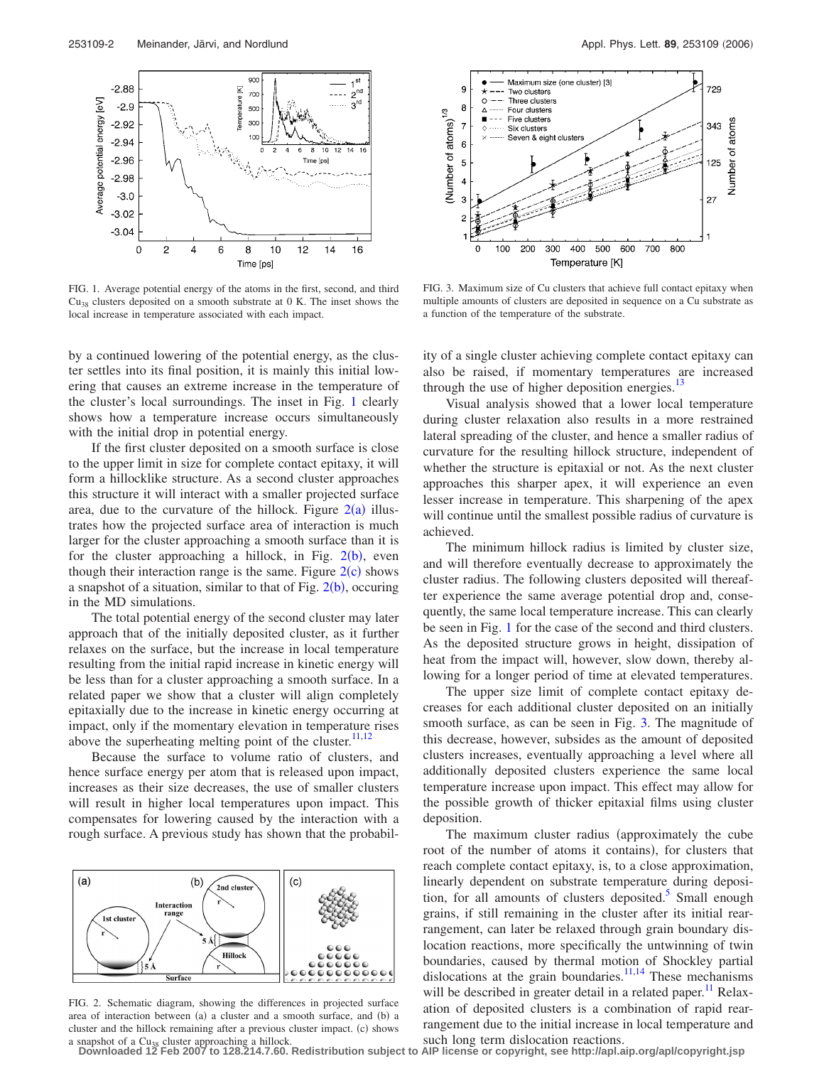FIG. 1. Average potential energy of the atoms in the first, second, and third $Cu_{38}$ clusters deposited on a smooth substrate at 0 K. The inset shows the local increase in temperature associated with each impact.

FIG. 3. Maximum size of Cu clusters that achieve full contact epitaxy when multiple amounts of clusters are deposited in sequence on a Cu substrate as a function of the temperature of the substrate.

by a continued lowering of the potential energy, as the cluster settles into its final position, it is mainly this initial lowering that causes an extreme increase in the temperature of the cluster's local surroundings. The inset in Fig. 1 clearly shows how a temperature increase occurs simultaneously with the initial drop in potential energy.

If the first cluster deposited on a smooth surface is close to the upper limit in size for complete contact epitaxy, it will form a hillocklike structure. As a second cluster approaches this structure it will interact with a smaller projected surface area, due to the curvature of the hillock. Figure 2(a) illustrates how the projected surface area of interaction is much larger for the cluster approaching a smooth surface than it is for the cluster approaching a hillock, in Fig. 2(b), even though their interaction range is the same. Figure 2(c) shows a snapshot of a situation, similar to that of Fig. 2(b), occuring in the MD simulations.

The total potential energy of the second cluster may later approach that of the initially deposited cluster, as it further relaxes on the surface, but the increase in local temperature resulting from the initial rapid increase in kinetic energy will be less than for a cluster approaching a smooth surface. In a related paper we show that a cluster will align completely epitaxially due to the increase in kinetic energy occurring at impact, only if the momentary elevation in temperature rises above the superheating melting point of the cluster.[11,12]

Because the surface to volume ratio of clusters, and hence surface energy per atom that is released upon impact, increases as their size decreases, the use of smaller clusters will result in higher local temperatures upon impact. This compensates for lowering caused by the interaction with a rough surface. A previous study has shown that the probability of a single cluster achieving complete contact epitaxy can also be raised, if momentary temperatures are increased through the use of higher deposition energies.[13]

FIG. 2. Schematic diagram, showing the differences in projected surface area of interaction between (a) a cluster and a smooth surface, and (b) a cluster and the hillock remaining after a previous cluster impact. (c) shows a snapshot of a $Cu_{38}$ cluster approaching a hillock.

Visual analysis showed that a lower local temperature during cluster relaxation also results in a more restrained lateral spreading of the cluster, and hence a smaller radius of curvature for the resulting hillock structure, independent of whether the structure is epitaxial or not. As the next cluster approaches this sharper apex, it will experience an even lesser increase in temperature. This sharpening of the apex will continue until the smallest possible radius of curvature is achieved.

The minimum hillock radius is limited by cluster size, and will therefore eventually decrease to approximately the cluster radius. The following clusters deposited will thereafter experience the same average potential drop and, consequently, the same local temperature increase. This can clearly be seen in Fig. 1 for the case of the second and third clusters. As the deposited structure grows in height, dissipation of heat from the impact will, however, slow down, thereby allowing for a longer period of time at elevated temperatures.

The upper size limit of complete contact epitaxy decreases for each additional cluster deposited on an initially smooth surface, as can be seen in Fig. 3. The magnitude of this decrease, however, subsides as the amount of deposited clusters increases, eventually approaching a level where all additionally deposited clusters experience the same local temperature increase upon impact. This effect may allow for the possible growth of thicker epitaxial films using cluster deposition.

The maximum cluster radius (approximately the cube root of the number of atoms it contains), for clusters that reach complete contact epitaxy, is, to a close approximation, linearly dependent on substrate temperature during deposition, for all amounts of clusters deposited.[5] Small enough grains, if still remaining in the cluster after its initial rearrangement, can later be relaxed through grain boundary dislocation reactions, more specifically the untwinning of twin boundaries, caused by thermal motion of Shockley partial dislocations at the grain boundaries.[11,14] These mechanisms will be described in greater detail in a related paper.[11] Relaxation of deposited clusters is a combination of rapid rearrangement due to the initial increase in local temperature and such long term dislocation reactions.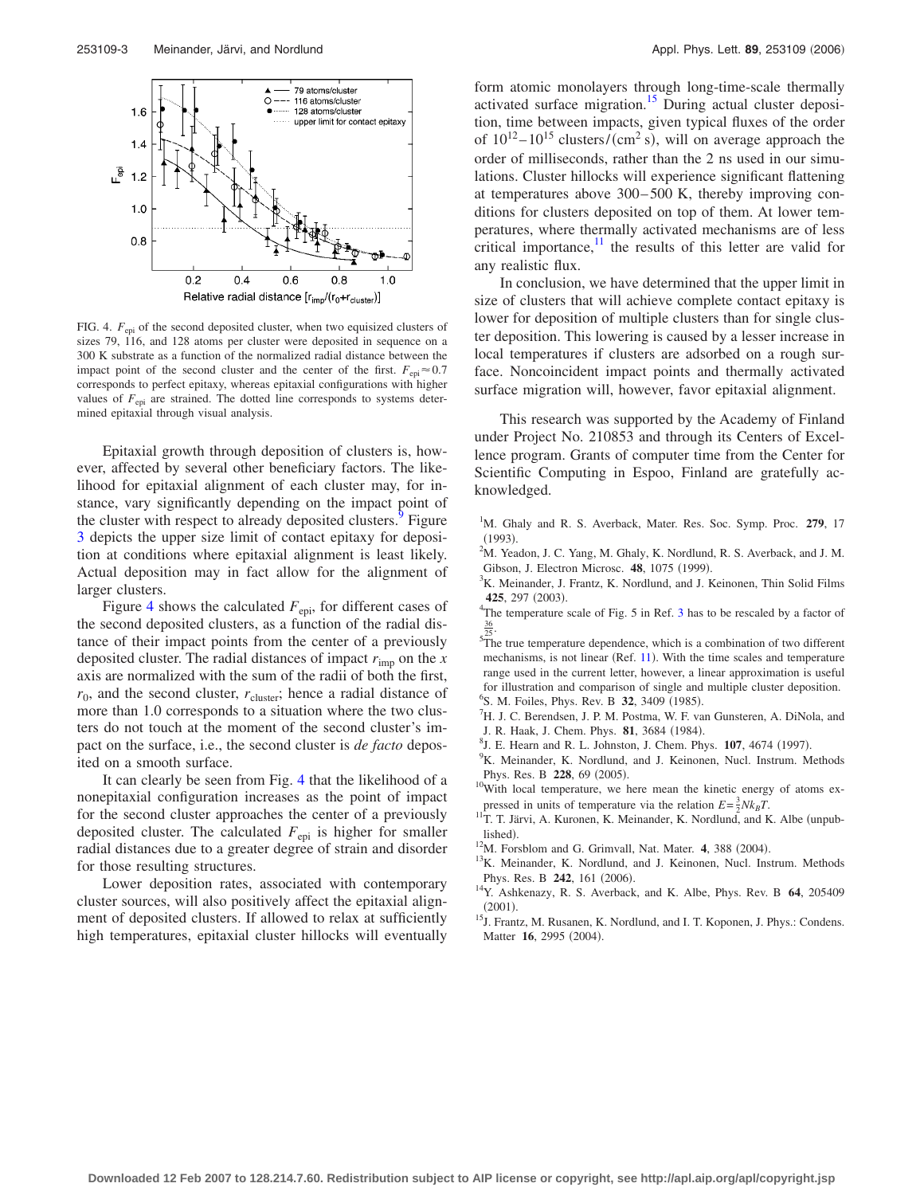FIG. 4. $F_{epi}$ of the second deposited cluster, when two equisized clusters of sizes 79, 116, and 128 atoms per cluster were deposited in sequence on a 300 K substrate as a function of the normalized radial distance between the impact point of the second cluster and the center of the first. $F_{epi} \approx 0.7$ corresponds to perfect epitaxy, whereas epitaxial configurations with higher values of $F_{epi}$ are strained. The dotted line corresponds to systems determined epitaxial through visual analysis.

Epitaxial growth through deposition of clusters is, however, affected by several other beneficiary factors. The likelihood for epitaxial alignment of each cluster may, for instance, vary significantly depending on the impact point of the cluster with respect to already deposited clusters.[9] Figure 3 depicts the upper size limit of contact epitaxy for deposition at conditions where epitaxial alignment is least likely. Actual deposition may in fact allow for the alignment of larger clusters.

Figure 4 shows the calculated $F_{epi}$, for different cases of the second deposited clusters, as a function of the radial distance of their impact points from the center of a previously deposited cluster. The radial distances of impact $r_{imp}$ on the $x$ axis are normalized with the sum of the radii of both the first, $r_0$, and the second cluster, $r_{cluster}$; hence a radial distance of more than 1.0 corresponds to a situation where the two clusters do not touch at the moment of the second cluster's impact on the surface, i.e., the second cluster is *de facto* deposited on a smooth surface.

It can clearly be seen from Fig. 4 that the likelihood of a nonepitaxial configuration increases as the point of impact for the second cluster approaches the center of a previously deposited cluster. The calculated $F_{epi}$ is higher for smaller radial distances due to a greater degree of strain and disorder for those resulting structures.

Lower deposition rates, associated with contemporary cluster sources, will also positively affect the epitaxial alignment of deposited clusters. If allowed to relax at sufficiently high temperatures, epitaxial cluster hillocks will eventually form atomic monolayers through long-time-scale thermally activated surface migration.[15] During actual cluster deposition, time between impacts, given typical fluxes of the order of $10^{12}-10^{15}$ clusters/(cm$^2$ s), will on average approach the order of milliseconds, rather than the 2 ns used in our simulations. Cluster hillocks will experience significant flattening at temperatures above 300–500 K, thereby improving conditions for clusters deposited on top of them. At lower temperatures, where thermally activated mechanisms are of less critical importance,[11] the results of this letter are valid for any realistic flux.

In conclusion, we have determined that the upper limit in size of clusters that will achieve complete contact epitaxy is lower for deposition of multiple clusters than for single cluster deposition. This lowering is caused by a lesser increase in local temperatures if clusters are adsorbed on a rough surface. Noncoincident impact points and thermally activated surface migration will, however, favor epitaxial alignment.

This research was supported by the Academy of Finland under Project No. 210853 and through its Centers of Excellence program. Grants of computer time from the Center for Scientific Computing in Espoo, Finland are gratefully acknowledged.

[1] M. Ghaly and R. S. Averback, Mater. Res. Soc. Symp. Proc. **279**, 17 (1993).

[2] M. Yeadon, J. C. Yang, M. Ghaly, K. Nordlund, R. S. Averback, and J. M. Gibson, J. Electron Microsc. **48**, 1075 (1999).

[3] K. Meinander, J. Frantz, K. Nordlund, and J. Keinonen, Thin Solid Films **425**, 297 (2003).

[4] The temperature scale of Fig. 5 in Ref. 3 has to be rescaled by a factor of $\frac{36}{25}$.

[5] The true temperature dependence, which is a combination of two different mechanisms, is not linear (Ref. 11). With the time scales and temperature range used in the current letter, however, a linear approximation is useful for illustration and comparison of single and multiple cluster deposition.

[6] S. M. Foiles, Phys. Rev. B **32**, 3409 (1985).

[7] H. J. C. Berendsen, J. P. M. Postma, W. F. van Gunsteren, A. DiNola, and J. R. Haak, J. Chem. Phys. **81**, 3684 (1984).

[8] J. E. Hearn and R. L. Johnston, J. Chem. Phys. **107**, 4674 (1997).

[9] K. Meinander, K. Nordlund, and J. Keinonen, Nucl. Instrum. Methods Phys. Res. B **228**, 69 (2005).

[10] With local temperature, we here mean the kinetic energy of atoms expressed in units of temperature via the relation $E=\frac{3}{2}Nk_BT$.

[11] T. T. Järvi, A. Kuronen, K. Meinander, K. Nordlund, and K. Albe (unpublished).

[12] M. Forsblom and G. Grimvall, Nat. Mater. **4**, 388 (2004).

[13] K. Meinander, K. Nordlund, and J. Keinonen, Nucl. Instrum. Methods Phys. Res. B **242**, 161 (2006).

[14] Y. Ashkenazy, R. S. Averback, and K. Albe, Phys. Rev. B **64**, 205409 (2001).

[15] J. Frantz, M. Rusanen, K. Nordlund, and I. T. Koponen, J. Phys.: Condens. Matter **16**, 2995 (2004).